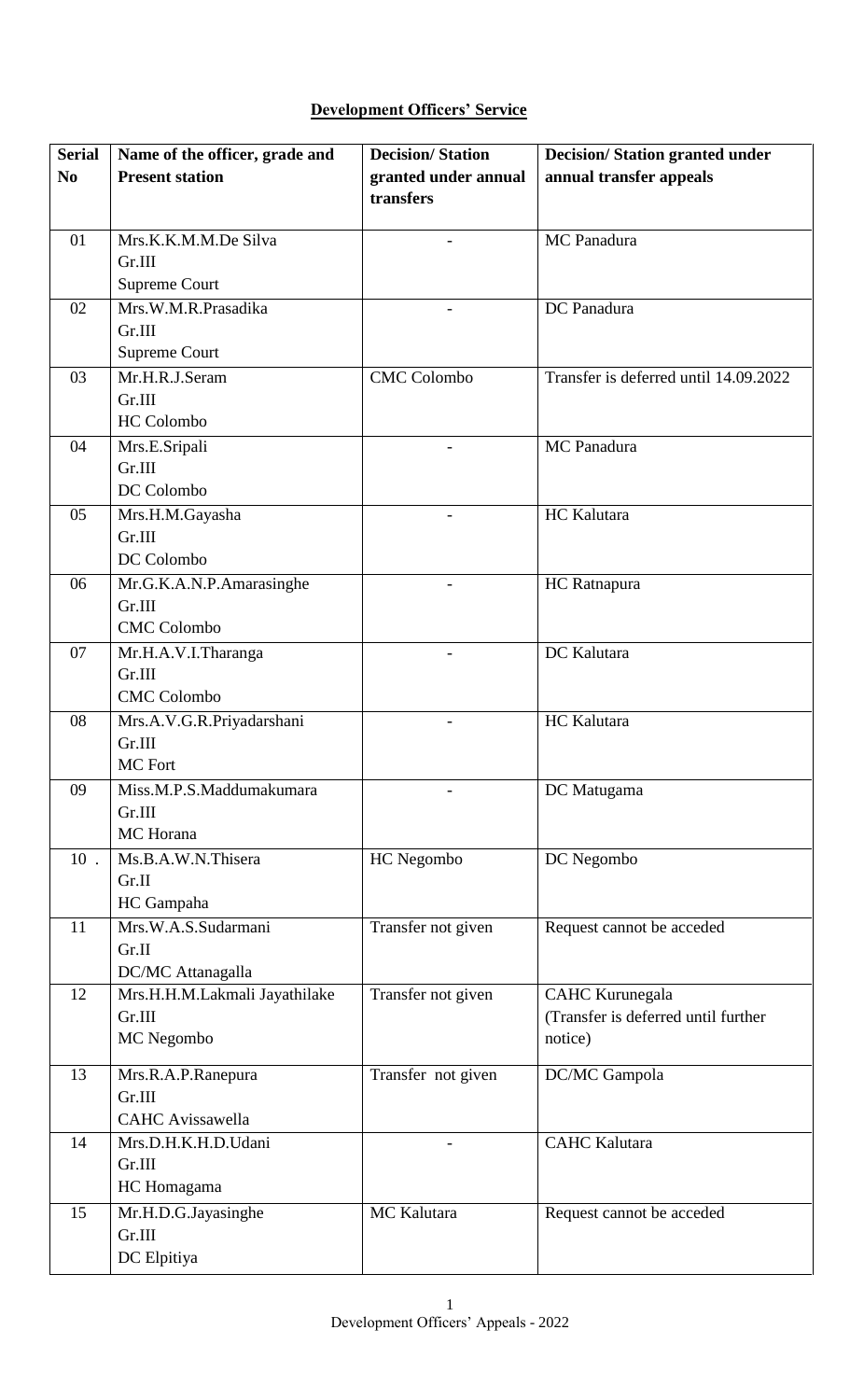**Development Officers' Service**

| Serial No | Name of the officer, grade and Present station | Decision/ Station granted under annual transfers | Decision/ Station granted under annual transfer appeals |
|---|---|---|---|
| 01 | Mrs.K.K.M.M.De Silva<br>Gr.III<br>Supreme Court | - | MC Panadura |
| 02 | Mrs.W.M.R.Prasadika<br>Gr.III<br>Supreme Court | - | DC Panadura |
| 03 | Mr.H.R.J.Seram<br>Gr.III<br>HC Colombo | CMC Colombo | Transfer is deferred until 14.09.2022 |
| 04 | Mrs.E.Sripali<br>Gr.III<br>DC Colombo | - | MC Panadura |
| 05 | Mrs.H.M.Gayasha<br>Gr.III<br>DC Colombo | - | HC Kalutara |
| 06 | Mr.G.K.A.N.P.Amarasinghe<br>Gr.III<br>CMC Colombo | - | HC Ratnapura |
| 07 | Mr.H.A.V.I.Tharanga<br>Gr.III<br>CMC Colombo | - | DC Kalutara |
| 08 | Mrs.A.V.G.R.Priyadarshani<br>Gr.III<br>MC Fort | - | HC Kalutara |
| 09 | Miss.M.P.S.Maddumakumara<br>Gr.III<br>MC Horana | - | DC Matugama |
| 10 . | Ms.B.A.W.N.Thisera<br>Gr.II<br>HC Gampaha | HC Negombo | DC Negombo |
| 11 | Mrs.W.A.S.Sudarmani<br>Gr.II<br>DC/MC Attanagalla | Transfer not given | Request cannot be acceded |
| 12 | Mrs.H.H.M.Lakmali Jayathilake<br>Gr.III<br>MC Negombo | Transfer not given | CAHC Kurunegala<br>(Transfer is deferred until further notice) |
| 13 | Mrs.R.A.P.Ranepura<br>Gr.III<br>CAHC Avissawella | Transfer not given | DC/MC Gampola |
| 14 | Mrs.D.H.K.H.D.Udani<br>Gr.III<br>HC Homagama | - | CAHC Kalutara |
| 15 | Mr.H.D.G.Jayasinghe<br>Gr.III<br>DC Elpitiya | MC Kalutara | Request cannot be acceded |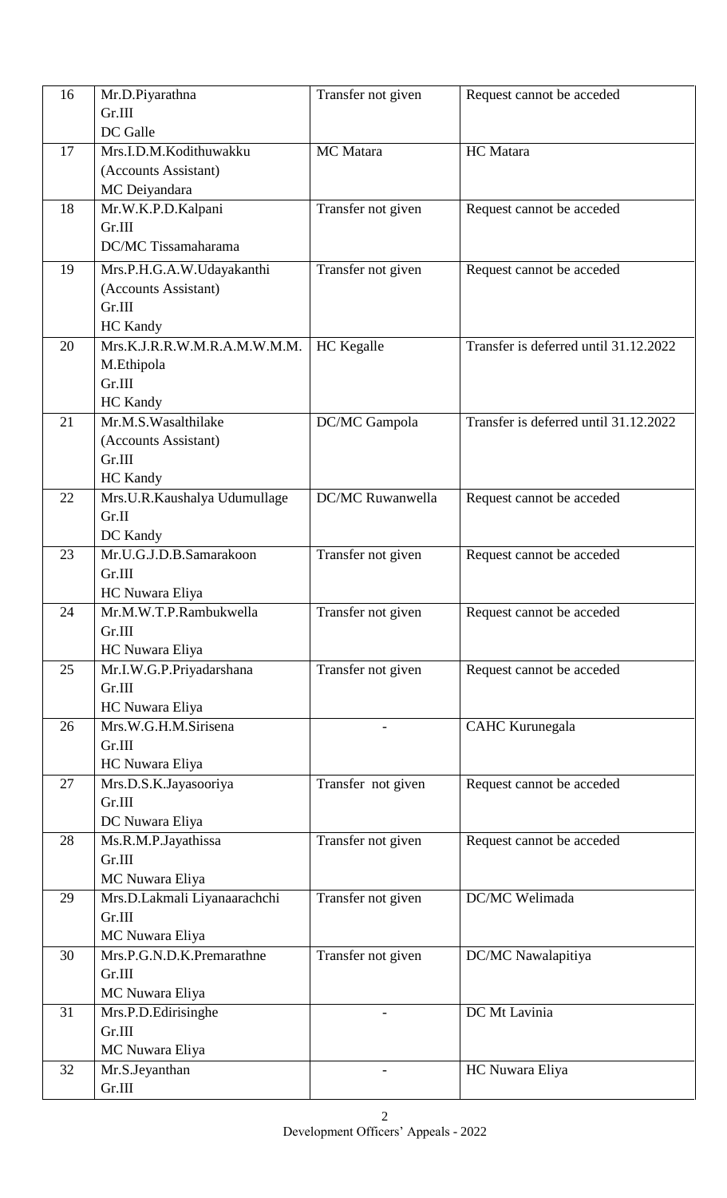| 16 | Mr.D.Piyarathna<br>Gr.III<br>DC Galle | Transfer not given | Request cannot be acceded |
|---|---|---|---|
| 17 | Mrs.I.D.M.Kodithuwakku<br>(Accounts Assistant)<br>MC Deiyandara | MC Matara | HC Matara |
| 18 | Mr.W.K.P.D.Kalpani<br>Gr.III<br>DC/MC Tissamaharama | Transfer not given | Request cannot be acceded |
| 19 | Mrs.P.H.G.A.W.Udayakanthi<br>(Accounts Assistant)<br>Gr.III<br>HC Kandy | Transfer not given | Request cannot be acceded |
| 20 | Mrs.K.J.R.R.W.M.R.A.M.W.M.M.<br>M.Ethipola<br>Gr.III<br>HC Kandy | HC Kegalle | Transfer is deferred until 31.12.2022 |
| 21 | Mr.M.S.Wasalthilake<br>(Accounts Assistant)<br>Gr.III<br>HC Kandy | DC/MC Gampola | Transfer is deferred until 31.12.2022 |
| 22 | Mrs.U.R.Kaushalya Udumullage<br>Gr.II<br>DC Kandy | DC/MC Ruwanwella | Request cannot be acceded |
| 23 | Mr.U.G.J.D.B.Samarakoon<br>Gr.III<br>HC Nuwara Eliya | Transfer not given | Request cannot be acceded |
| 24 | Mr.M.W.T.P.Rambukwella<br>Gr.III<br>HC Nuwara Eliya | Transfer not given | Request cannot be acceded |
| 25 | Mr.I.W.G.P.Priyadarshana<br>Gr.III<br>HC Nuwara Eliya | Transfer not given | Request cannot be acceded |
| 26 | Mrs.W.G.H.M.Sirisena<br>Gr.III<br>HC Nuwara Eliya | - | CAHC Kurunegala |
| 27 | Mrs.D.S.K.Jayasooriya<br>Gr.III<br>DC Nuwara Eliya | Transfer not given | Request cannot be acceded |
| 28 | Ms.R.M.P.Jayathissa<br>Gr.III<br>MC Nuwara Eliya | Transfer not given | Request cannot be acceded |
| 29 | Mrs.D.Lakmali Liyanaarachchi<br>Gr.III<br>MC Nuwara Eliya | Transfer not given | DC/MC Welimada |
| 30 | Mrs.P.G.N.D.K.Premarathne<br>Gr.III<br>MC Nuwara Eliya | Transfer not given | DC/MC Nawalapitiya |
| 31 | Mrs.P.D.Edirisinghe<br>Gr.III<br>MC Nuwara Eliya | - | DC Mt Lavinia |
| 32 | Mr.S.Jeyanthan<br>Gr.III | - | HC Nuwara Eliya |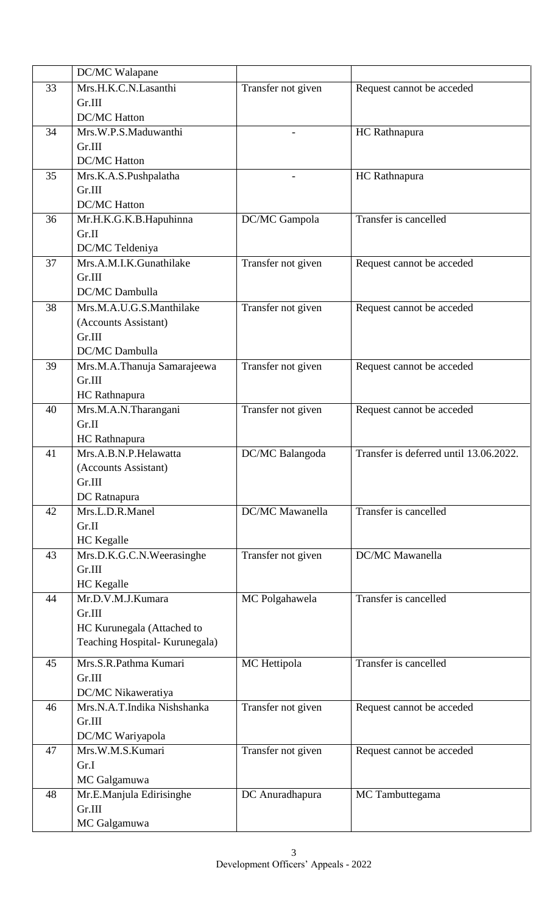| | | | |
|---|---|---|---|
| | DC/MC Walapane | | |
| 33 | Mrs.H.K.C.N.Lasanthi<br>Gr.III<br>DC/MC Hatton | Transfer not given | Request cannot be acceded |
| 34 | Mrs.W.P.S.Maduwanthi<br>Gr.III<br>DC/MC Hatton | - | HC Rathnapura |
| 35 | Mrs.K.A.S.Pushpalatha<br>Gr.III<br>DC/MC Hatton | - | HC Rathnapura |
| 36 | Mr.H.K.G.K.B.Hapuhinna<br>Gr.II<br>DC/MC Teldeniya | DC/MC Gampola | Transfer is cancelled |
| 37 | Mrs.A.M.I.K.Gunathilake<br>Gr.III<br>DC/MC Dambulla | Transfer not given | Request cannot be acceded |
| 38 | Mrs.M.A.U.G.S.Manthilake<br>(Accounts Assistant)<br>Gr.III<br>DC/MC Dambulla | Transfer not given | Request cannot be acceded |
| 39 | Mrs.M.A.Thanuja Samarajeewa<br>Gr.III<br>HC Rathnapura | Transfer not given | Request cannot be acceded |
| 40 | Mrs.M.A.N.Tharangani<br>Gr.II<br>HC Rathnapura | Transfer not given | Request cannot be acceded |
| 41 | Mrs.A.B.N.P.Helawatta<br>(Accounts Assistant)<br>Gr.III<br>DC Ratnapura | DC/MC Balangoda | Transfer is deferred until 13.06.2022. |
| 42 | Mrs.L.D.R.Manel<br>Gr.II<br>HC Kegalle | DC/MC Mawanella | Transfer is cancelled |
| 43 | Mrs.D.K.G.C.N.Weerasinghe<br>Gr.III<br>HC Kegalle | Transfer not given | DC/MC Mawanella |
| 44 | Mr.D.V.M.J.Kumara<br>Gr.III<br>HC Kurunegala (Attached to Teaching Hospital- Kurunegala) | MC Polgahawela | Transfer is cancelled |
| 45 | Mrs.S.R.Pathma Kumari<br>Gr.III<br>DC/MC Nikaweratiya | MC Hettipola | Transfer is cancelled |
| 46 | Mrs.N.A.T.Indika Nishshanka<br>Gr.III<br>DC/MC Wariyapola | Transfer not given | Request cannot be acceded |
| 47 | Mrs.W.M.S.Kumari<br>Gr.I<br>MC Galgamuwa | Transfer not given | Request cannot be acceded |
| 48 | Mr.E.Manjula Edirisinghe<br>Gr.III<br>MC Galgamuwa | DC Anuradhapura | MC Tambuttegama |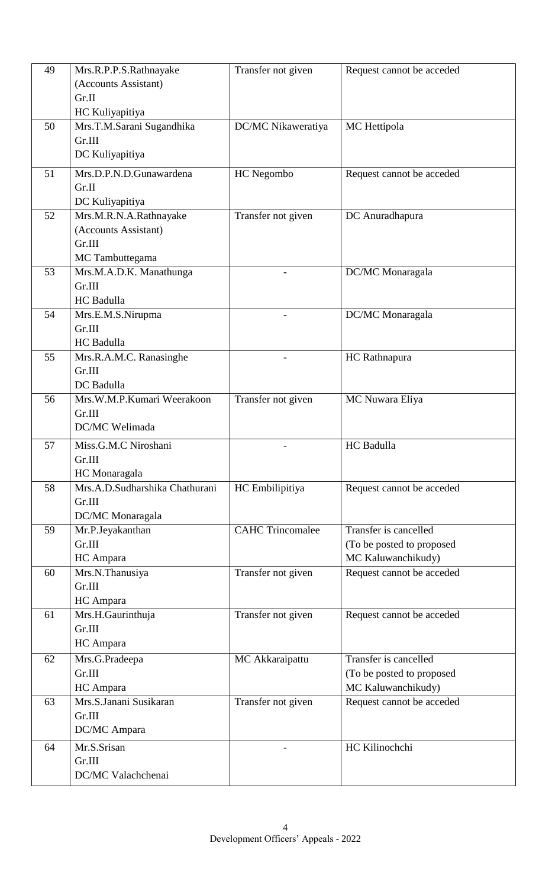| 49 | Mrs.R.P.P.S.Rathnayake (Accounts Assistant) Gr.II HC Kuliyapitiya | Transfer not given | Request cannot be acceded |
|---|---|---|---|
| 50 | Mrs.T.M.Sarani Sugandhika Gr.III DC Kuliyapitiya | DC/MC Nikaweratiya | MC Hettipola |
| 51 | Mrs.D.P.N.D.Gunawardena Gr.II DC Kuliyapitiya | HC Negombo | Request cannot be acceded |
| 52 | Mrs.M.R.N.A.Rathnayake (Accounts Assistant) Gr.III MC Tambuttegama | Transfer not given | DC Anuradhapura |
| 53 | Mrs.M.A.D.K. Manathunga Gr.III HC Badulla | - | DC/MC Monaragala |
| 54 | Mrs.E.M.S.Nirupma Gr.III HC Badulla | - | DC/MC Monaragala |
| 55 | Mrs.R.A.M.C. Ranasinghe Gr.III DC Badulla | - | HC Rathnapura |
| 56 | Mrs.W.M.P.Kumari Weerakoon Gr.III DC/MC Welimada | Transfer not given | MC Nuwara Eliya |
| 57 | Miss.G.M.C Niroshani Gr.III HC Monaragala | - | HC Badulla |
| 58 | Mrs.A.D.Sudharshika Chathurani Gr.III DC/MC Monaragala | HC Embilipitiya | Request cannot be acceded |
| 59 | Mr.P.Jeyakanthan Gr.III HC Ampara | CAHC Trincomalee | Transfer is cancelled (To be posted to proposed MC Kaluwanchikudy) |
| 60 | Mrs.N.Thanusiya Gr.III HC Ampara | Transfer not given | Request cannot be acceded |
| 61 | Mrs.H.Gaurinthuja Gr.III HC Ampara | Transfer not given | Request cannot be acceded |
| 62 | Mrs.G.Pradeepa Gr.III HC Ampara | MC Akkaraipattu | Transfer is cancelled (To be posted to proposed MC Kaluwanchikudy) |
| 63 | Mrs.S.Janani Susikaran Gr.III DC/MC Ampara | Transfer not given | Request cannot be acceded |
| 64 | Mr.S.Srisan Gr.III DC/MC Valachchenai | - | HC Kilinochchi |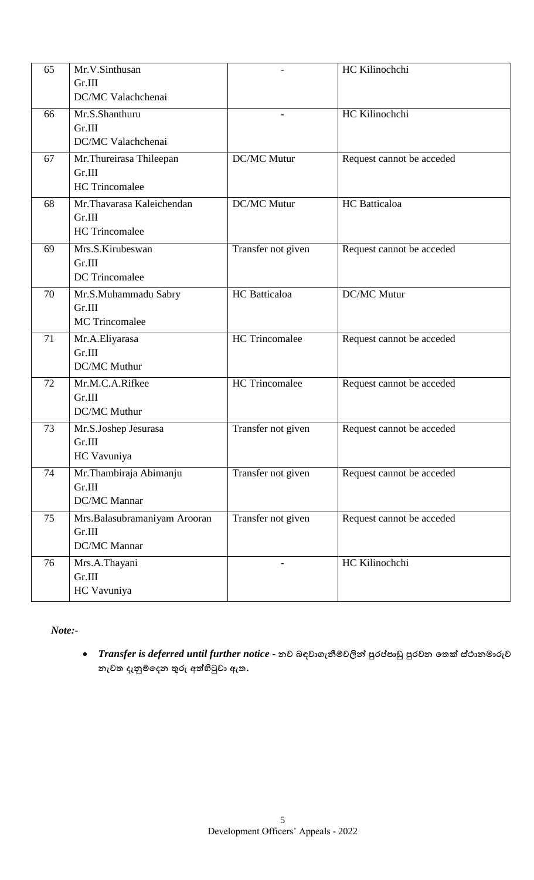| | | | |
|---|---|---|---|
| 65 | Mr.V.Sinthusan<br>Gr.III<br>DC/MC Valachchenai | - | HC Kilinochchi |
| 66 | Mr.S.Shanthuru<br>Gr.III<br>DC/MC Valachchenai | - | HC Kilinochchi |
| 67 | Mr.Thureirasa Thileepan<br>Gr.III<br>HC Trincomalee | DC/MC Mutur | Request cannot be acceded |
| 68 | Mr.Thavarasa Kaleichendan<br>Gr.III<br>HC Trincomalee | DC/MC Mutur | HC Batticaloa |
| 69 | Mrs.S.Kirubeswan<br>Gr.III<br>DC Trincomalee | Transfer not given | Request cannot be acceded |
| 70 | Mr.S.Muhammadu Sabry<br>Gr.III<br>MC Trincomalee | HC Batticaloa | DC/MC Mutur |
| 71 | Mr.A.Eliyarasa<br>Gr.III<br>DC/MC Muthur | HC Trincomalee | Request cannot be acceded |
| 72 | Mr.M.C.A.Rifkee<br>Gr.III<br>DC/MC Muthur | HC Trincomalee | Request cannot be acceded |
| 73 | Mr.S.Joshep Jesurasa<br>Gr.III<br>HC Vavuniya | Transfer not given | Request cannot be acceded |
| 74 | Mr.Thambiraja Abimanju<br>Gr.III<br>DC/MC Mannar | Transfer not given | Request cannot be acceded |
| 75 | Mrs.Balasubramaniyam Arooran<br>Gr.III<br>DC/MC Mannar | Transfer not given | Request cannot be acceded |
| 76 | Mrs.A.Thayani<br>Gr.III<br>HC Vavuniya | - | HC Kilinochchi |

*Note:-*

- ***Transfer is deferred until further notice* - නව බඳවාගැනීම්වලින් පුරප්පාඩු පුරවන තෙක් ස්ථානමාරුව නැවත දැනුම්දෙන තුරු අත්හිටුවා ඇත.**

Development Officers' Appeals - 2022